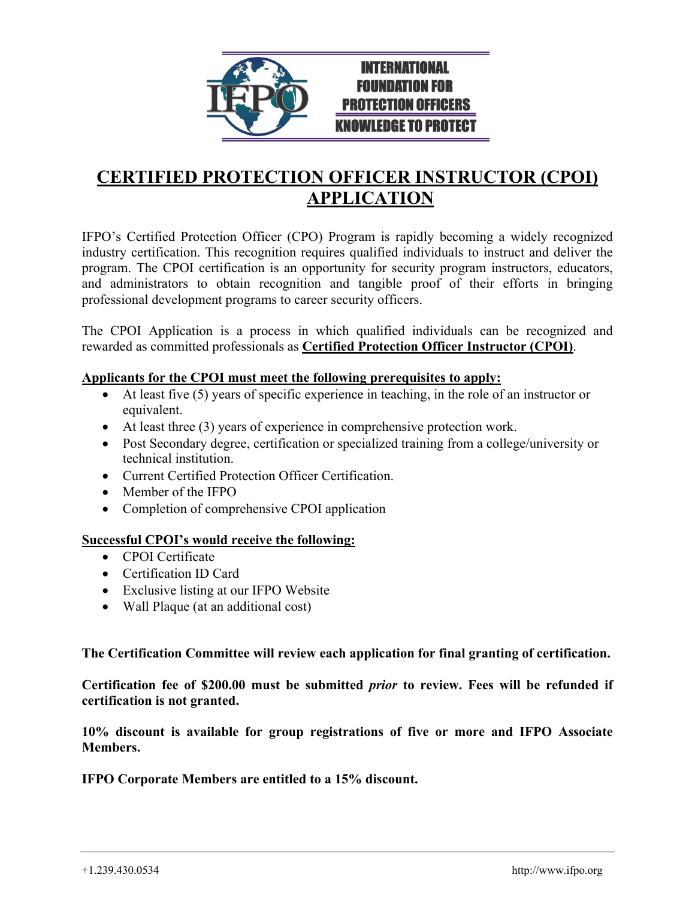INTERNATIONAL FOUNDATION FOR PROTECTION OFFICERS
KNOWLEDGE TO PROTECT

# CERTIFIED PROTECTION OFFICER INSTRUCTOR (CPOI) APPLICATION

IFPO's Certified Protection Officer (CPO) Program is rapidly becoming a widely recognized industry certification. This recognition requires qualified individuals to instruct and deliver the program. The CPOI certification is an opportunity for security program instructors, educators, and administrators to obtain recognition and tangible proof of their efforts in bringing professional development programs to career security officers.

The CPOI Application is a process in which qualified individuals can be recognized and rewarded as committed professionals as **Certified Protection Officer Instructor (CPOI)**.

**Applicants for the CPOI must meet the following prerequisites to apply:**

- At least five (5) years of specific experience in teaching, in the role of an instructor or equivalent.
- At least three (3) years of experience in comprehensive protection work.
- Post Secondary degree, certification or specialized training from a college/university or technical institution.
- Current Certified Protection Officer Certification.
- Member of the IFPO
- Completion of comprehensive CPOI application

**Successful CPOI's would receive the following:**

- CPOI Certificate
- Certification ID Card
- Exclusive listing at our IFPO Website
- Wall Plaque (at an additional cost)

**The Certification Committee will review each application for final granting of certification.**

**Certification fee of $200.00 must be submitted *prior* to review. Fees will be refunded if certification is not granted.**

**10% discount is available for group registrations of five or more and IFPO Associate Members.**

**IFPO Corporate Members are entitled to a 15% discount.**

+1.239.430.0534 http://www.ifpo.org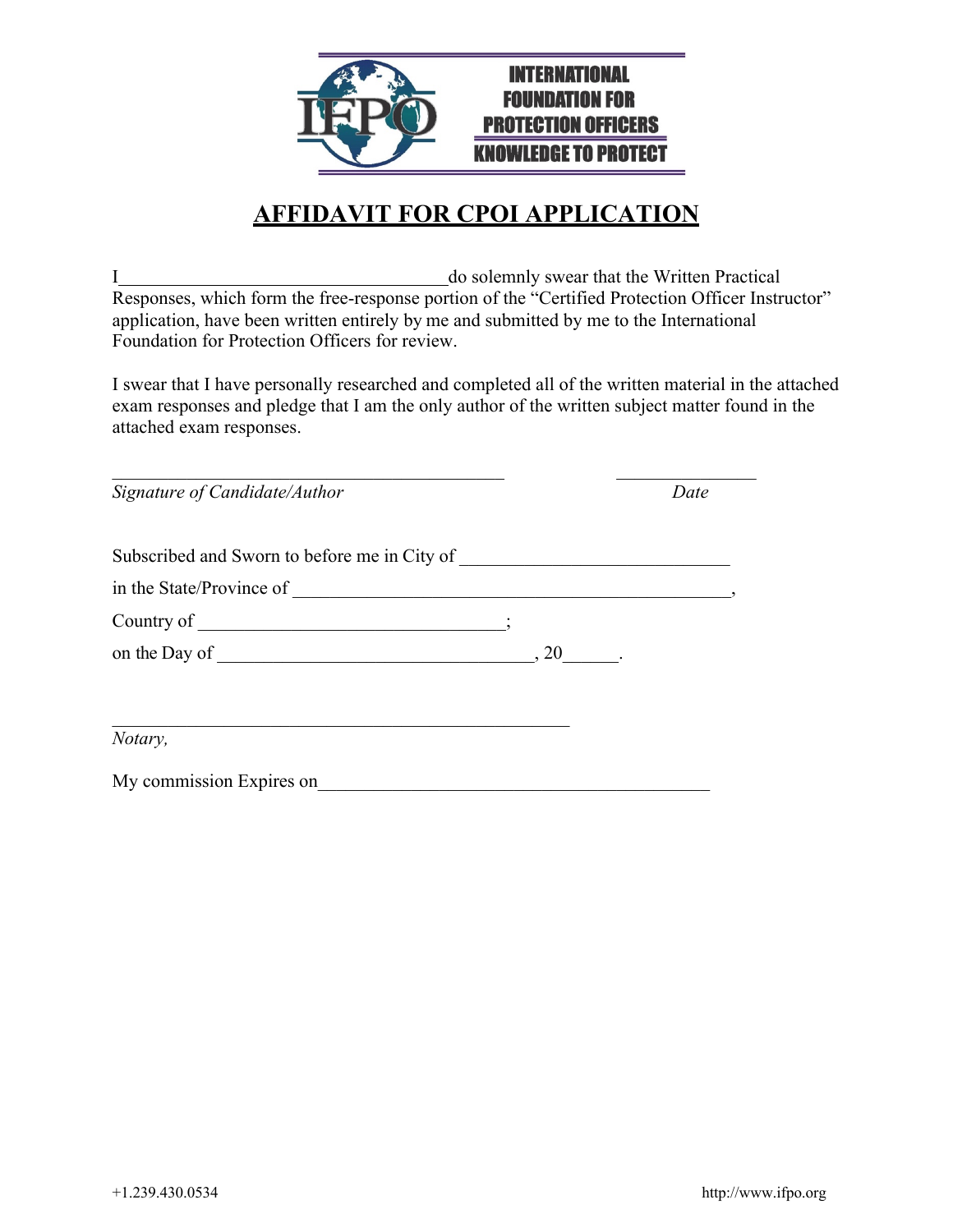INTERNATIONAL FOUNDATION FOR PROTECTION OFFICERS
KNOWLEDGE TO PROTECT

# AFFIDAVIT FOR CPOI APPLICATION

I____________________________________do solemnly swear that the Written Practical Responses, which form the free-response portion of the "Certified Protection Officer Instructor" application, have been written entirely by me and submitted by me to the International Foundation for Protection Officers for review.

I swear that I have personally researched and completed all of the written material in the attached exam responses and pledge that I am the only author of the written subject matter found in the attached exam responses.

___________________________________________ _______________
*Signature of Candidate/Author* *Date*

Subscribed and Sworn to before me in City of ____________________________

in the State/Province of ________________________________________________,

Country of _________________________________;

on the Day of __________________________________, 20______.

__________________________________________________
*Notary,*

My commission Expires on___________________________________________

+1.239.430.0534 http://www.ifpo.org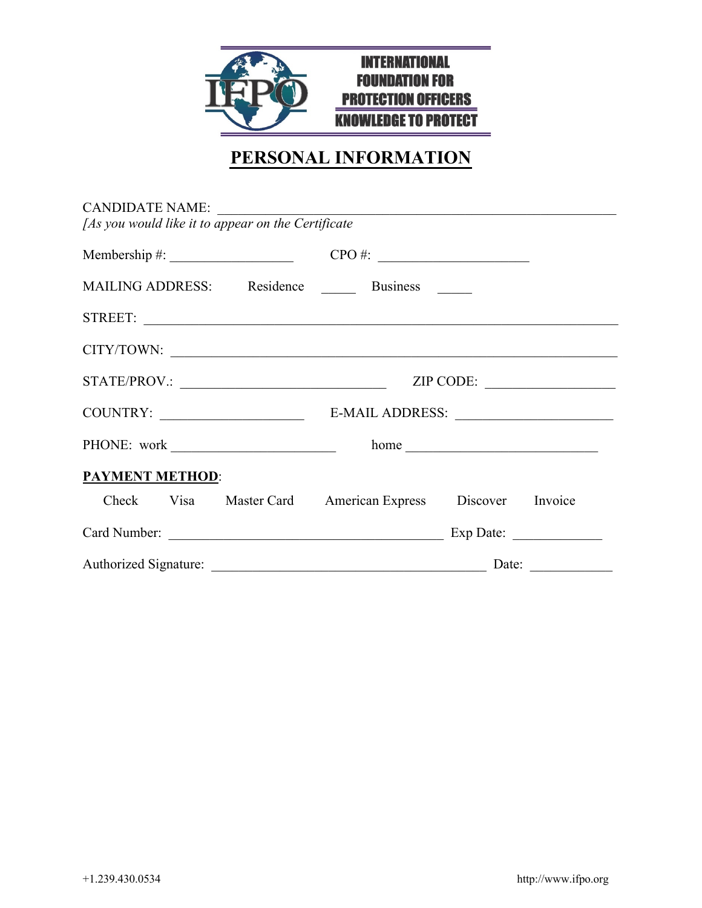INTERNATIONAL FOUNDATION FOR PROTECTION OFFICERS
KNOWLEDGE TO PROTECT

# PERSONAL INFORMATION

CANDIDATE NAME: ______________________________________________________
*[As you would like it to appear on the Certificate*

Membership #: __________________ CPO #: ______________________

MAILING ADDRESS: Residence _____ Business _____

STREET: ______________________________________________________________

CITY/TOWN: ___________________________________________________________

STATE/PROV.: ______________________________ ZIP CODE: __________________

COUNTRY: ____________________ E-MAIL ADDRESS: ______________________

PHONE: work _______________________ home ___________________________

**PAYMENT METHOD**:

Check Visa Master Card American Express Discover Invoice

Card Number: _______________________________________ Exp Date: _____________

Authorized Signature: _______________________________________ Date: ____________

+1.239.430.0534 http://www.ifpo.org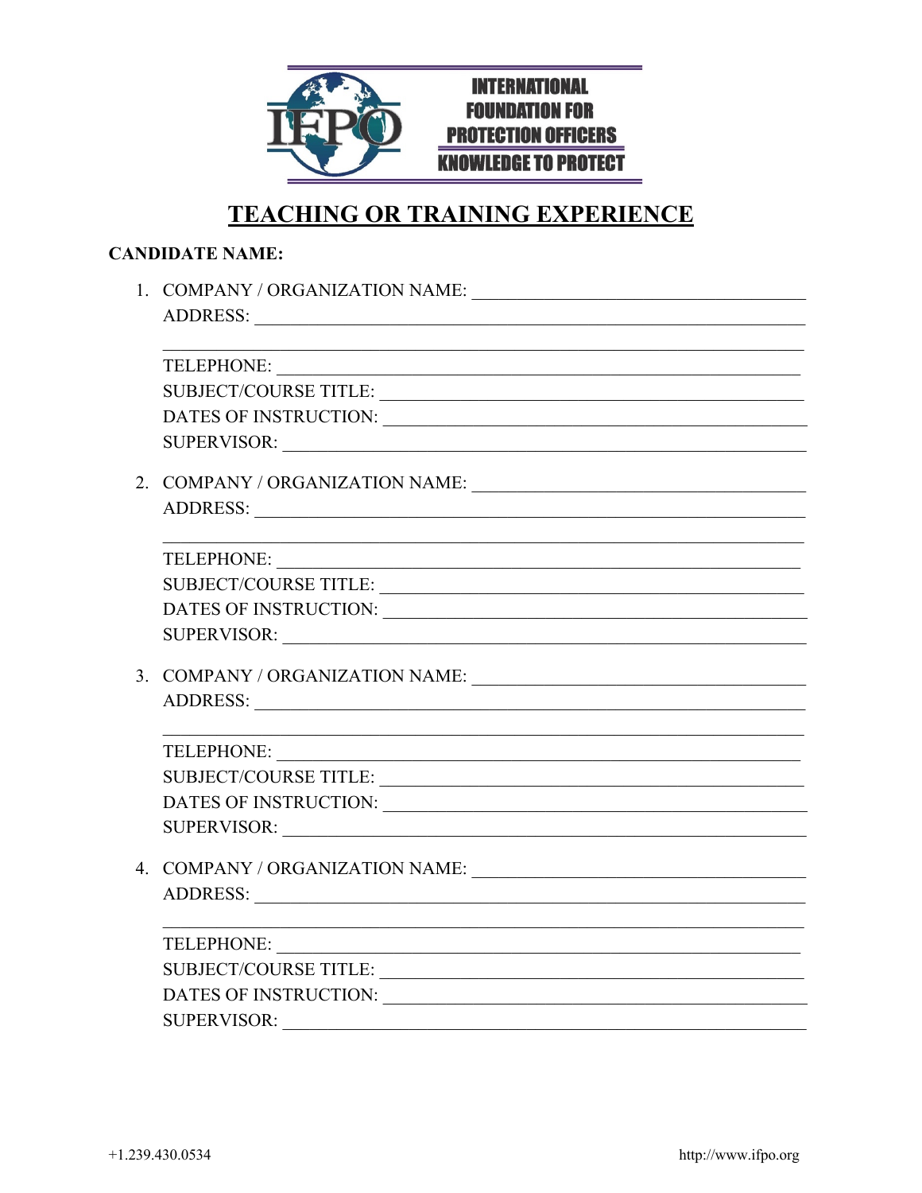INTERNATIONAL FOUNDATION FOR PROTECTION OFFICERS
KNOWLEDGE TO PROTECT

# TEACHING OR TRAINING EXPERIENCE

**CANDIDATE NAME:**

1. COMPANY / ORGANIZATION NAME: ____________________________________
   ADDRESS: ____________________________________________________________
   ____________________________________________________________________
   TELEPHONE: __________________________________________________________
   SUBJECT/COURSE TITLE: ________________________________________________
   DATES OF INSTRUCTION: ________________________________________________
   SUPERVISOR: _________________________________________________________

2. COMPANY / ORGANIZATION NAME: ____________________________________
   ADDRESS: ____________________________________________________________
   ____________________________________________________________________
   TELEPHONE: __________________________________________________________
   SUBJECT/COURSE TITLE: ________________________________________________
   DATES OF INSTRUCTION: ________________________________________________
   SUPERVISOR: _________________________________________________________

3. COMPANY / ORGANIZATION NAME: ____________________________________
   ADDRESS: ____________________________________________________________
   ____________________________________________________________________
   TELEPHONE: __________________________________________________________
   SUBJECT/COURSE TITLE: ________________________________________________
   DATES OF INSTRUCTION: ________________________________________________
   SUPERVISOR: _________________________________________________________

4. COMPANY / ORGANIZATION NAME: ____________________________________
   ADDRESS: ____________________________________________________________
   ____________________________________________________________________
   TELEPHONE: __________________________________________________________
   SUBJECT/COURSE TITLE: ________________________________________________
   DATES OF INSTRUCTION: ________________________________________________
   SUPERVISOR: _________________________________________________________

+1.239.430.0534 http://www.ifpo.org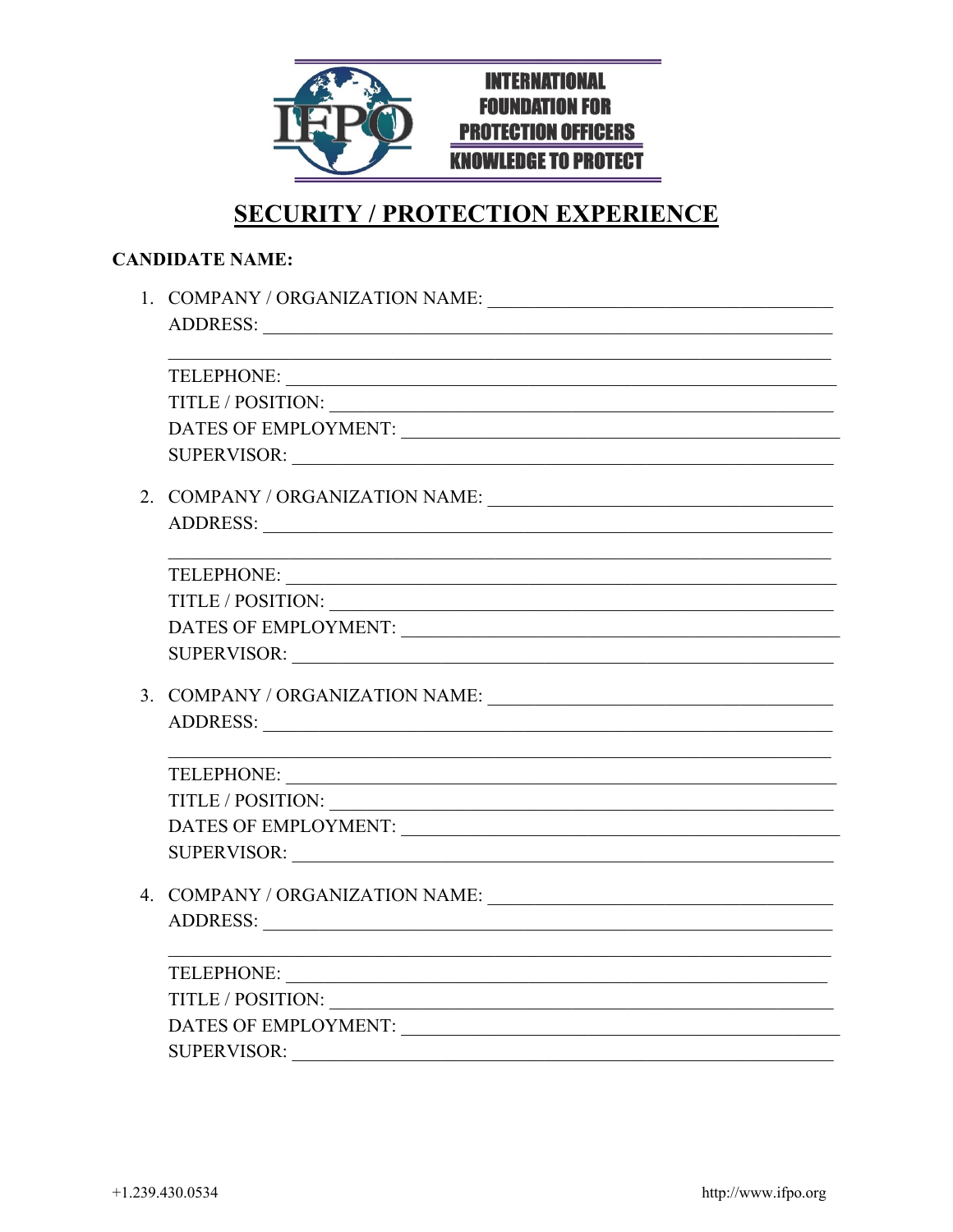INTERNATIONAL FOUNDATION FOR PROTECTION OFFICERS

KNOWLEDGE TO PROTECT

# SECURITY / PROTECTION EXPERIENCE

**CANDIDATE NAME:**

1. COMPANY / ORGANIZATION NAME: ____________________________________
   ADDRESS: ____________________________________________________________
   ____________________________________________________________________
   TELEPHONE: __________________________________________________________
   TITLE / POSITION: ____________________________________________________
   DATES OF EMPLOYMENT: ________________________________________________
   SUPERVISOR: _________________________________________________________

2. COMPANY / ORGANIZATION NAME: ____________________________________
   ADDRESS: ____________________________________________________________
   ____________________________________________________________________
   TELEPHONE: __________________________________________________________
   TITLE / POSITION: ____________________________________________________
   DATES OF EMPLOYMENT: ________________________________________________
   SUPERVISOR: _________________________________________________________

3. COMPANY / ORGANIZATION NAME: ____________________________________
   ADDRESS: ____________________________________________________________
   ____________________________________________________________________
   TELEPHONE: __________________________________________________________
   TITLE / POSITION: ____________________________________________________
   DATES OF EMPLOYMENT: ________________________________________________
   SUPERVISOR: _________________________________________________________

4. COMPANY / ORGANIZATION NAME: ____________________________________
   ADDRESS: ____________________________________________________________
   ____________________________________________________________________
   TELEPHONE: __________________________________________________________
   TITLE / POSITION: ____________________________________________________
   DATES OF EMPLOYMENT: ________________________________________________
   SUPERVISOR: _________________________________________________________

+1.239.430.0534 http://www.ifpo.org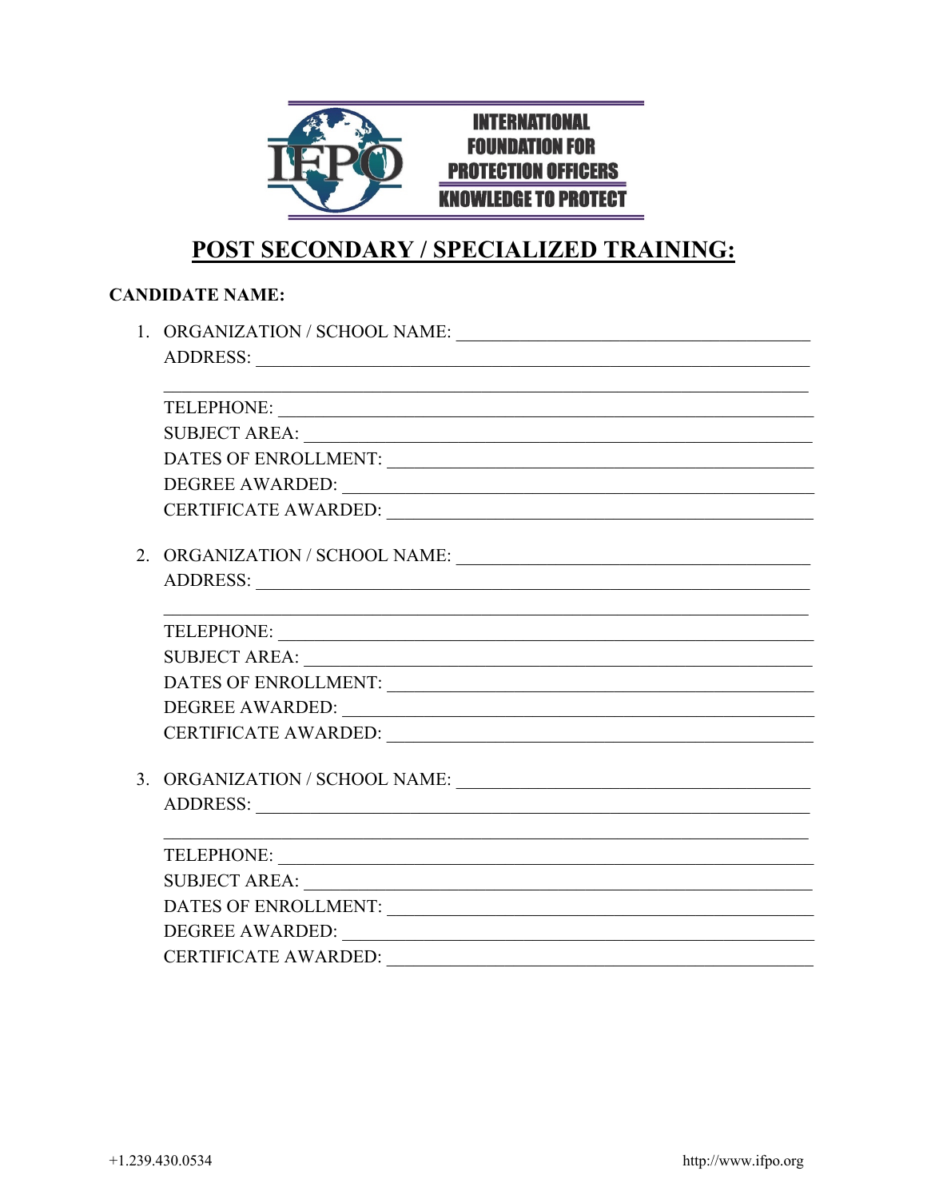INTERNATIONAL FOUNDATION FOR PROTECTION OFFICERS
KNOWLEDGE TO PROTECT

# POST SECONDARY / SPECIALIZED TRAINING:

**CANDIDATE NAME:**

1. ORGANIZATION / SCHOOL NAME: ______________________________
   ADDRESS: ______________________________
   ______________________________
   TELEPHONE: ______________________________
   SUBJECT AREA: ______________________________
   DATES OF ENROLLMENT: ______________________________
   DEGREE AWARDED: ______________________________
   CERTIFICATE AWARDED: ______________________________

2. ORGANIZATION / SCHOOL NAME: ______________________________
   ADDRESS: ______________________________
   ______________________________
   TELEPHONE: ______________________________
   SUBJECT AREA: ______________________________
   DATES OF ENROLLMENT: ______________________________
   DEGREE AWARDED: ______________________________
   CERTIFICATE AWARDED: ______________________________

3. ORGANIZATION / SCHOOL NAME: ______________________________
   ADDRESS: ______________________________
   ______________________________
   TELEPHONE: ______________________________
   SUBJECT AREA: ______________________________
   DATES OF ENROLLMENT: ______________________________
   DEGREE AWARDED: ______________________________
   CERTIFICATE AWARDED: ______________________________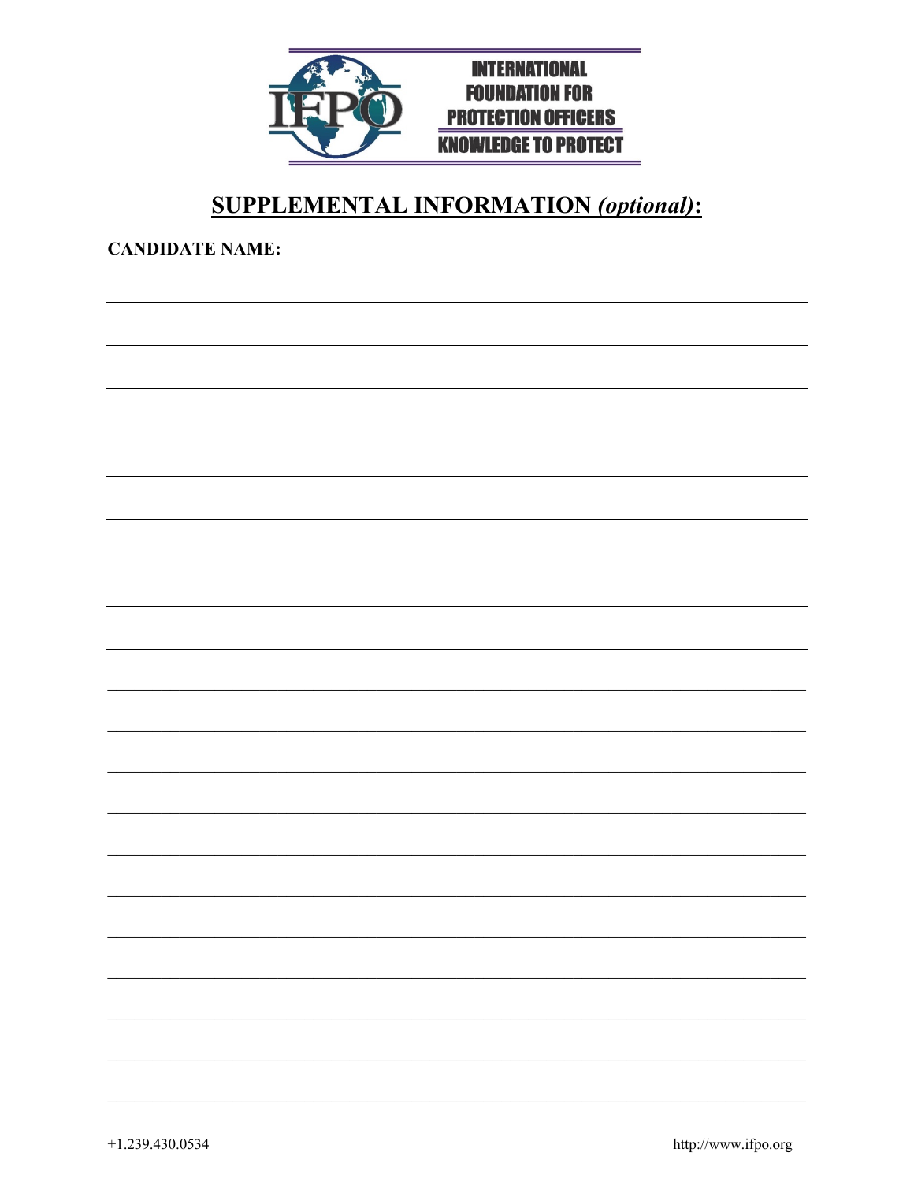INTERNATIONAL FOUNDATION FOR PROTECTION OTHERS
KNOWLEDGE TO PROTECT

# SUPPLEMENTAL INFORMATION *(optional)*:

**CANDIDATE NAME:**

+1.239.430.0534 http://www.ifpo.org

INTERNATIONAL FOUNDATION FOR PROTECTION OFFICERS
KNOWLEDGE TO PROTECT

# SUPPLEMENTAL INFORMATION *(optional)*:

**CANDIDATE NAME:**

+1.239.430.0534 http://www.ifpo.org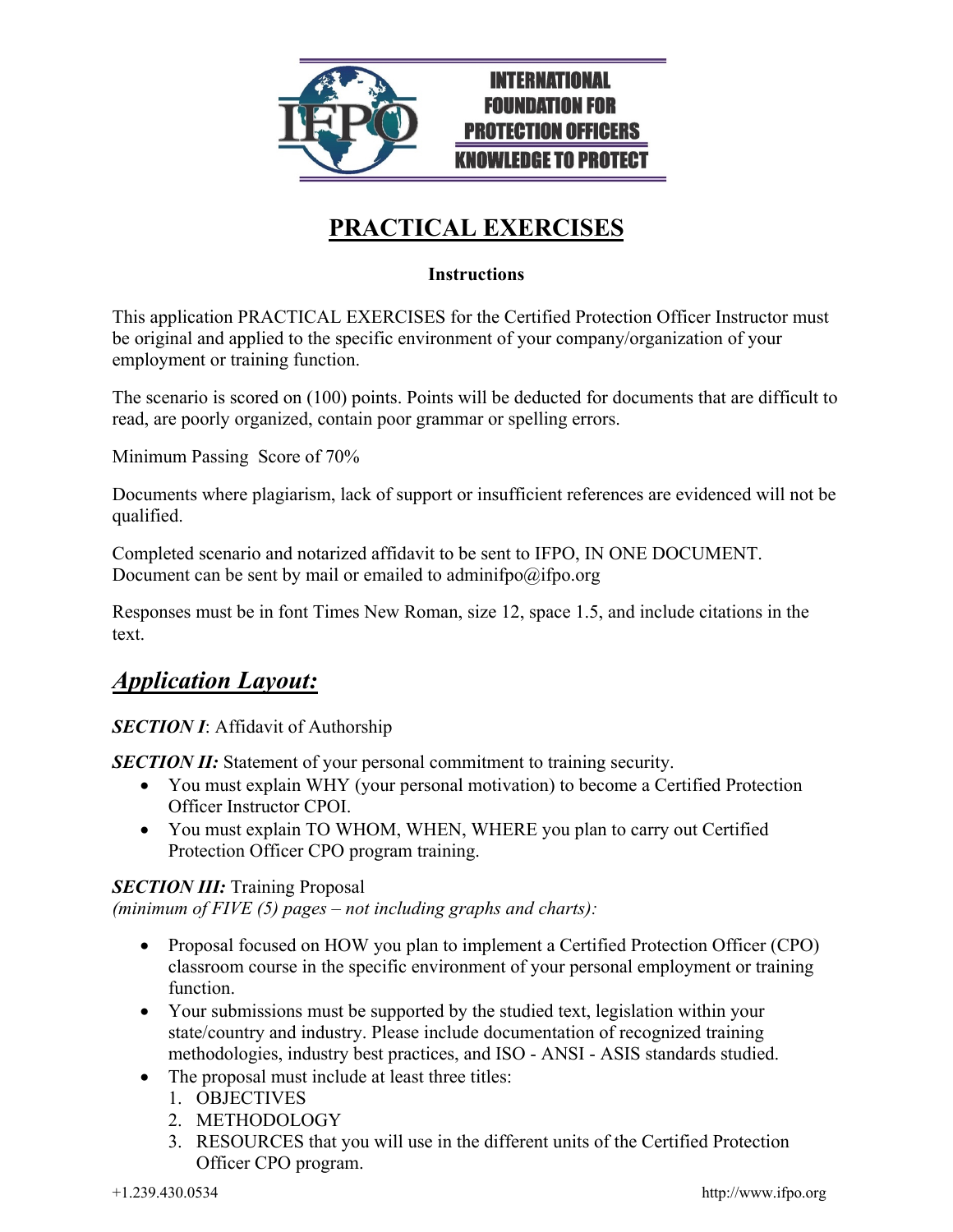# PRACTICAL EXERCISES

**Instructions**

This application PRACTICAL EXERCISES for the Certified Protection Officer Instructor must be original and applied to the specific environment of your company/organization of your employment or training function.

The scenario is scored on (100) points. Points will be deducted for documents that are difficult to read, are poorly organized, contain poor grammar or spelling errors.

Minimum Passing Score of 70%

Documents where plagiarism, lack of support or insufficient references are evidenced will not be qualified.

Completed scenario and notarized affidavit to be sent to IFPO, IN ONE DOCUMENT. Document can be sent by mail or emailed to adminifpo@ifpo.org

Responses must be in font Times New Roman, size 12, space 1.5, and include citations in the text.

## ***Application Layout:***

***SECTION I***: Affidavit of Authorship

***SECTION II:*** Statement of your personal commitment to training security.

- You must explain WHY (your personal motivation) to become a Certified Protection Officer Instructor CPOI.
- You must explain TO WHOM, WHEN, WHERE you plan to carry out Certified Protection Officer CPO program training.

***SECTION III:*** Training Proposal
*(minimum of FIVE (5) pages – not including graphs and charts):*

- Proposal focused on HOW you plan to implement a Certified Protection Officer (CPO) classroom course in the specific environment of your personal employment or training function.
- Your submissions must be supported by the studied text, legislation within your state/country and industry. Please include documentation of recognized training methodologies, industry best practices, and ISO - ANSI - ASIS standards studied.
- The proposal must include at least three titles:
  1. OBJECTIVES
  2. METHODOLOGY
  3. RESOURCES that you will use in the different units of the Certified Protection Officer CPO program.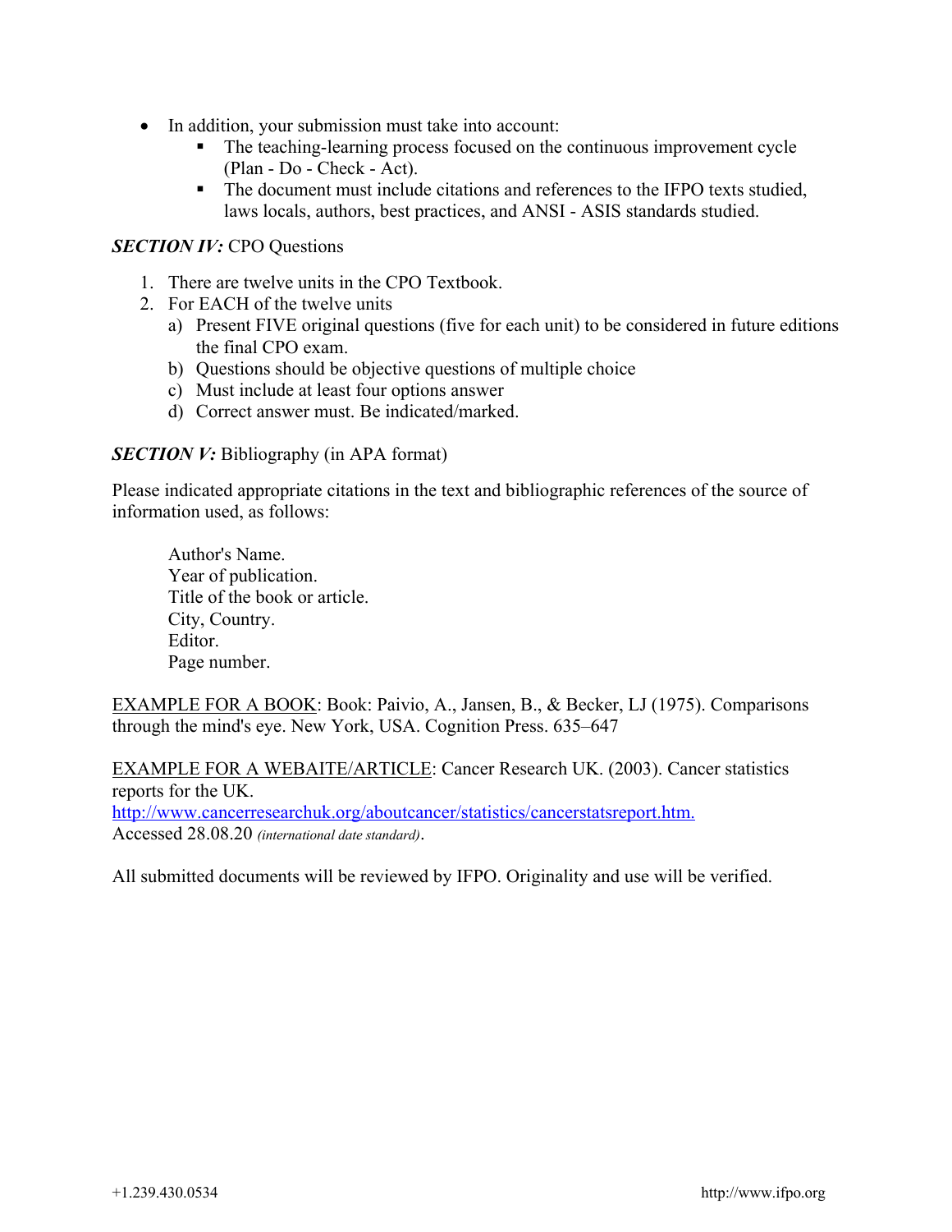- In addition, your submission must take into account:
  - The teaching-learning process focused on the continuous improvement cycle (Plan - Do - Check - Act).
  - The document must include citations and references to the IFPO texts studied, laws locals, authors, best practices, and ANSI - ASIS standards studied.

***SECTION IV:*** CPO Questions

1. There are twelve units in the CPO Textbook.
2. For EACH of the twelve units
   a) Present FIVE original questions (five for each unit) to be considered in future editions the final CPO exam.
   b) Questions should be objective questions of multiple choice
   c) Must include at least four options answer
   d) Correct answer must. Be indicated/marked.

***SECTION V:*** Bibliography (in APA format)

Please indicated appropriate citations in the text and bibliographic references of the source of information used, as follows:

Author's Name.
Year of publication.
Title of the book or article.
City, Country.
Editor.
Page number.

<u>EXAMPLE FOR A BOOK</u>: Book: Paivio, A., Jansen, B., & Becker, LJ (1975). Comparisons through the mind's eye. New York, USA. Cognition Press. 635–647

<u>EXAMPLE FOR A WEBAITE/ARTICLE</u>: Cancer Research UK. (2003). Cancer statistics reports for the UK. [http://www.cancerresearchuk.org/aboutcancer/statistics/cancerstatsreport.htm.](http://www.cancerresearchuk.org/aboutcancer/statistics/cancerstatsreport.htm) Accessed 28.08.20 *(international date standard)*.

All submitted documents will be reviewed by IFPO. Originality and use will be verified.